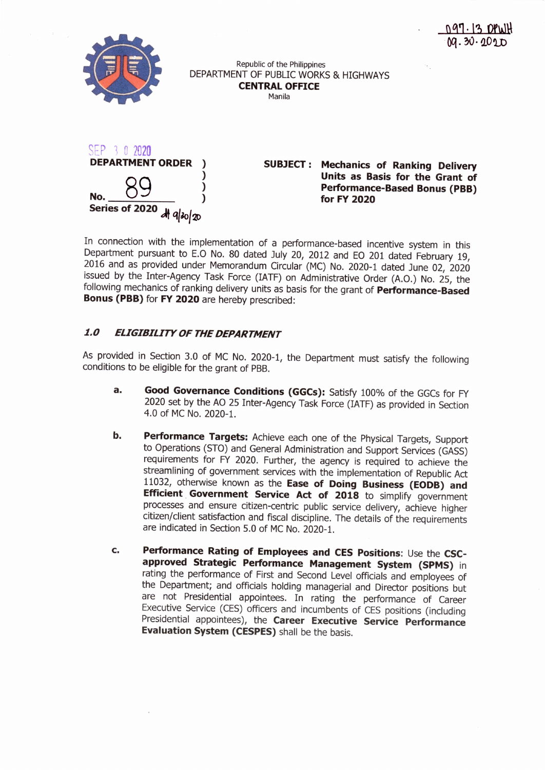097.13 DPWH
09.30.2020

Republic of the Philippines
DEPARTMENT OF PUBLIC WORKS & HIGHWAYS
**CENTRAL OFFICE**
Manila

SEP 3 0 2020

**DEPARTMENT ORDER**

No. 89

**Series of 2020** 9/30/20

**SUBJECT : Mechanics of Ranking Delivery Units as Basis for the Grant of Performance-Based Bonus (PBB) for FY 2020**

In connection with the implementation of a performance-based incentive system in this Department pursuant to E.O No. 80 dated July 20, 2012 and EO 201 dated February 19, 2016 and as provided under Memorandum Circular (MC) No. 2020-1 dated June 02, 2020 issued by the Inter-Agency Task Force (IATF) on Administrative Order (A.O.) No. 25, the following mechanics of ranking delivery units as basis for the grant of **Performance-Based Bonus (PBB)** for **FY 2020** are hereby prescribed:

## *1.0 ELIGIBILITY OF THE DEPARTMENT*

As provided in Section 3.0 of MC No. 2020-1, the Department must satisfy the following conditions to be eligible for the grant of PBB.

a. **Good Governance Conditions (GGCs):** Satisfy 100% of the GGCs for FY 2020 set by the AO 25 Inter-Agency Task Force (IATF) as provided in Section 4.0 of MC No. 2020-1.

b. **Performance Targets:** Achieve each one of the Physical Targets, Support to Operations (STO) and General Administration and Support Services (GASS) requirements for FY 2020. Further, the agency is required to achieve the streamlining of government services with the implementation of Republic Act 11032, otherwise known as the **Ease of Doing Business (EODB) and Efficient Government Service Act of 2018** to simplify government processes and ensure citizen-centric public service delivery, achieve higher citizen/client satisfaction and fiscal discipline. The details of the requirements are indicated in Section 5.0 of MC No. 2020-1.

c. **Performance Rating of Employees and CES Positions**: Use the **CSC-approved Strategic Performance Management System (SPMS)** in rating the performance of First and Second Level officials and employees of the Department; and officials holding managerial and Director positions but are not Presidential appointees. In rating the performance of Career Executive Service (CES) officers and incumbents of CES positions (including Presidential appointees), the **Career Executive Service Performance Evaluation System (CESPES)** shall be the basis.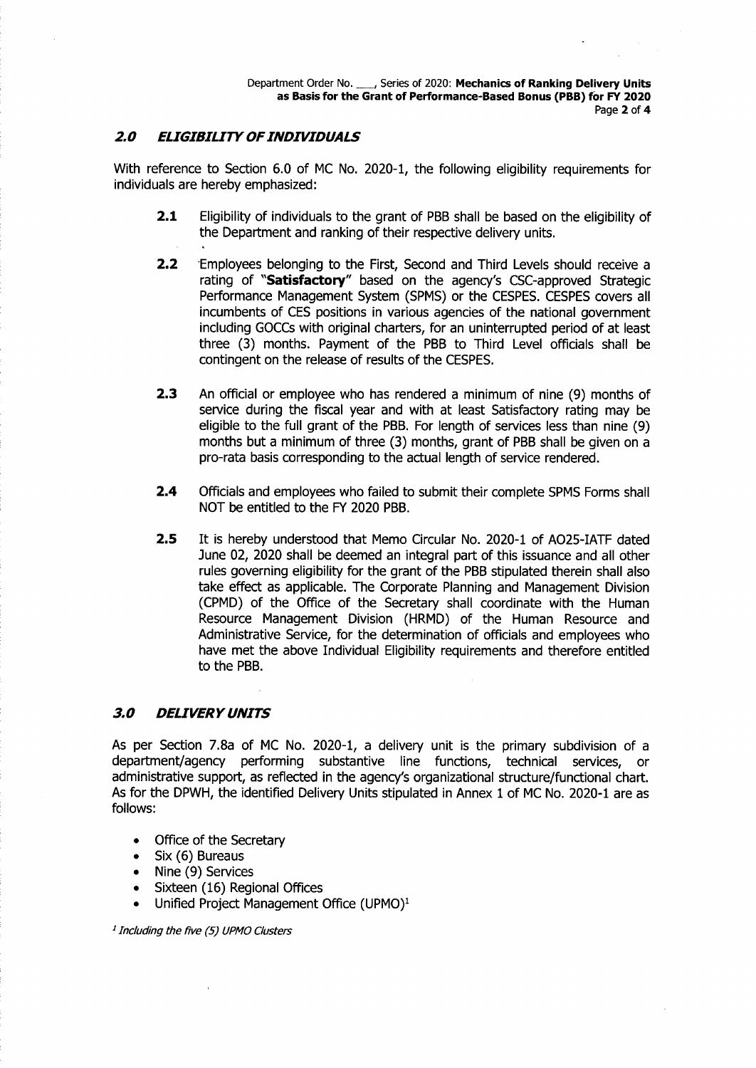## *2.0 ELIGIBILITY OF INDIVIDUALS*

With reference to Section 6.0 of MC No. 2020-1, the following eligibility requirements for individuals are hereby emphasized:

**2.1** Eligibility of individuals to the grant of PBB shall be based on the eligibility of the Department and ranking of their respective delivery units.

**2.2** Employees belonging to the First, Second and Third Levels should receive a rating of "**Satisfactory**" based on the agency's CSC-approved Strategic Performance Management System (SPMS) or the CESPES. CESPES covers all incumbents of CES positions in various agencies of the national government including GOCCs with original charters, for an uninterrupted period of at least three (3) months. Payment of the PBB to Third Level officials shall be contingent on the release of results of the CESPES.

**2.3** An official or employee who has rendered a minimum of nine (9) months of service during the fiscal year and with at least Satisfactory rating may be eligible to the full grant of the PBB. For length of services less than nine (9) months but a minimum of three (3) months, grant of PBB shall be given on a pro-rata basis corresponding to the actual length of service rendered.

**2.4** Officials and employees who failed to submit their complete SPMS Forms shall NOT be entitled to the FY 2020 PBB.

**2.5** It is hereby understood that Memo Circular No. 2020-1 of AO25-IATF dated June 02, 2020 shall be deemed an integral part of this issuance and all other rules governing eligibility for the grant of the PBB stipulated therein shall also take effect as applicable. The Corporate Planning and Management Division (CPMD) of the Office of the Secretary shall coordinate with the Human Resource Management Division (HRMD) of the Human Resource and Administrative Service, for the determination of officials and employees who have met the above Individual Eligibility requirements and therefore entitled to the PBB.

## *3.0 DELIVERY UNITS*

As per Section 7.8a of MC No. 2020-1, a delivery unit is the primary subdivision of a department/agency performing substantive line functions, technical services, or administrative support, as reflected in the agency's organizational structure/functional chart. As for the DPWH, the identified Delivery Units stipulated in Annex 1 of MC No. 2020-1 are as follows:

- Office of the Secretary
- Six (6) Bureaus
- Nine (9) Services
- Sixteen (16) Regional Offices
- Unified Project Management Office (UPMO)[1]

[1] *Including the five (5) UPMO Clusters*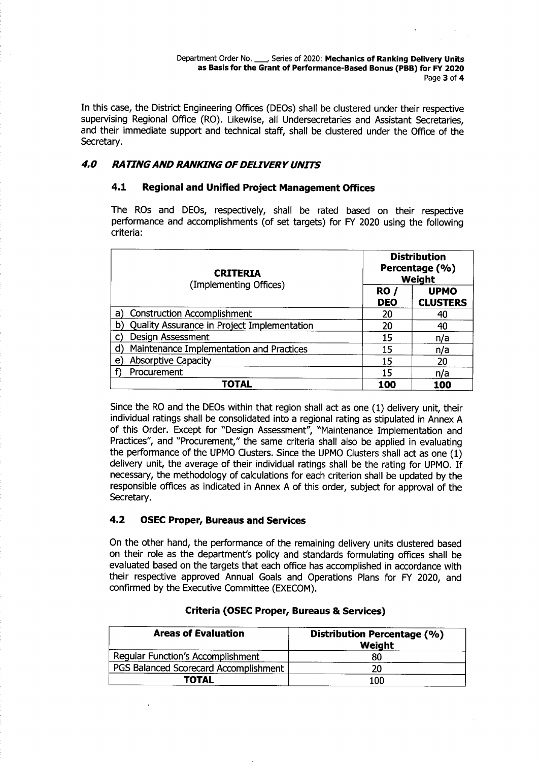In this case, the District Engineering Offices (DEOs) shall be clustered under their respective supervising Regional Office (RO). Likewise, all Undersecretaries and Assistant Secretaries, and their immediate support and technical staff, shall be clustered under the Office of the Secretary.

## *4.0 RATING AND RANKING OF DELIVERY UNITS*

### 4.1 Regional and Unified Project Management Offices

The ROs and DEOs, respectively, shall be rated based on their respective performance and accomplishments (of set targets) for FY 2020 using the following criteria:

| **CRITERIA** (Implementing Offices) | **Distribution Percentage (%) Weight** | |
|---|---|---|
| | **RO / DEO** | **UPMO CLUSTERS** |
| a) Construction Accomplishment | 20 | 40 |
| b) Quality Assurance in Project Implementation | 20 | 40 |
| c) Design Assessment | 15 | n/a |
| d) Maintenance Implementation and Practices | 15 | n/a |
| e) Absorptive Capacity | 15 | 20 |
| f) Procurement | 15 | n/a |
| **TOTAL** | **100** | **100** |

Since the RO and the DEOs within that region shall act as one (1) delivery unit, their individual ratings shall be consolidated into a regional rating as stipulated in Annex A of this Order. Except for "Design Assessment", "Maintenance Implementation and Practices", and "Procurement," the same criteria shall also be applied in evaluating the performance of the UPMO Clusters. Since the UPMO Clusters shall act as one (1) delivery unit, the average of their individual ratings shall be the rating for UPMO. If necessary, the methodology of calculations for each criterion shall be updated by the responsible offices as indicated in Annex A of this order, subject for approval of the Secretary.

### 4.2 OSEC Proper, Bureaus and Services

On the other hand, the performance of the remaining delivery units clustered based on their role as the department's policy and standards formulating offices shall be evaluated based on the targets that each office has accomplished in accordance with their respective approved Annual Goals and Operations Plans for FY 2020, and confirmed by the Executive Committee (EXECOM).

**Criteria (OSEC Proper, Bureaus & Services)**

| **Areas of Evaluation** | **Distribution Percentage (%) Weight** |
|---|---|
| Regular Function's Accomplishment | 80 |
| PGS Balanced Scorecard Accomplishment | 20 |
| **TOTAL** | 100 |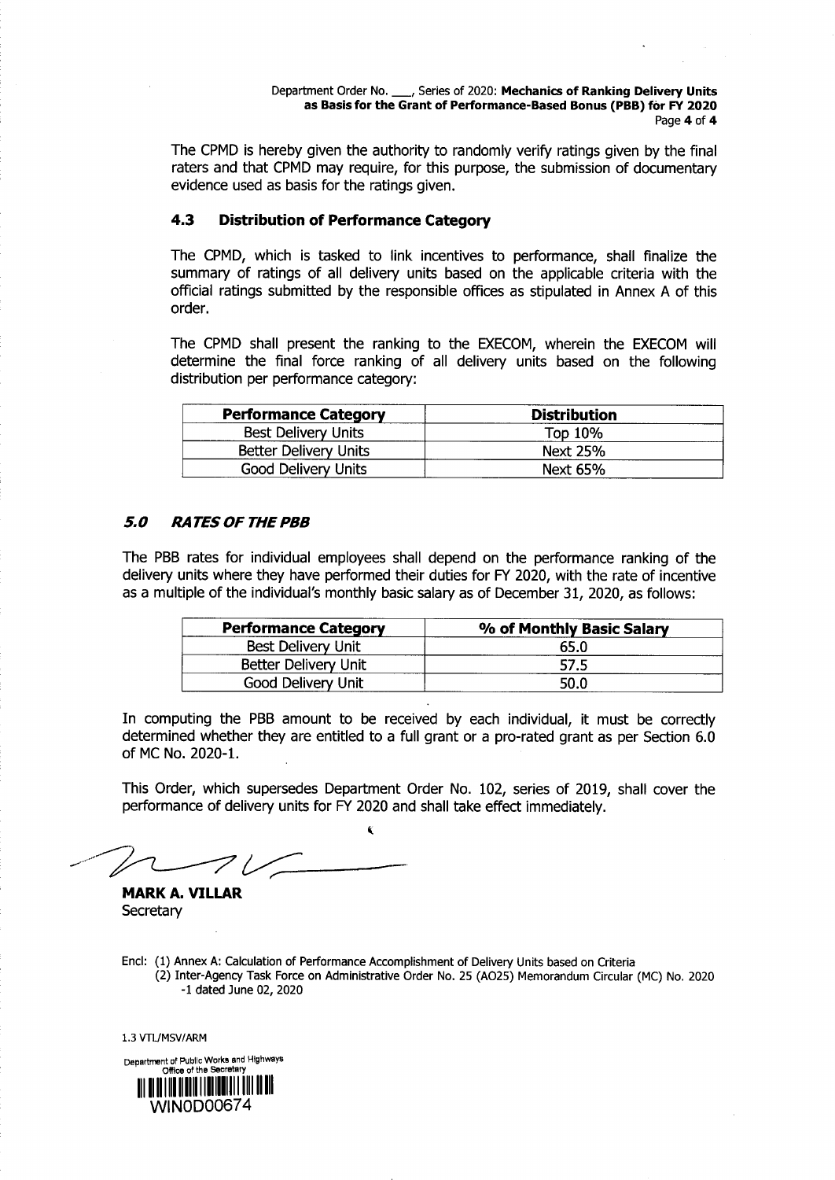The CPMD is hereby given the authority to randomly verify ratings given by the final raters and that CPMD may require, for this purpose, the submission of documentary evidence used as basis for the ratings given.

### 4.3 Distribution of Performance Category

The CPMD, which is tasked to link incentives to performance, shall finalize the summary of ratings of all delivery units based on the applicable criteria with the official ratings submitted by the responsible offices as stipulated in Annex A of this order.

The CPMD shall present the ranking to the EXECOM, wherein the EXECOM will determine the final force ranking of all delivery units based on the following distribution per performance category:

| Performance Category | Distribution |
|---|---|
| Best Delivery Units | Top 10% |
| Better Delivery Units | Next 25% |
| Good Delivery Units | Next 65% |

## *5.0 RATES OF THE PBB*

The PBB rates for individual employees shall depend on the performance ranking of the delivery units where they have performed their duties for FY 2020, with the rate of incentive as a multiple of the individual's monthly basic salary as of December 31, 2020, as follows:

| Performance Category | % of Monthly Basic Salary |
|---|---|
| Best Delivery Unit | 65.0 |
| Better Delivery Unit | 57.5 |
| Good Delivery Unit | 50.0 |

In computing the PBB amount to be received by each individual, it must be correctly determined whether they are entitled to a full grant or a pro-rated grant as per Section 6.0 of MC No. 2020-1.

This Order, which supersedes Department Order No. 102, series of 2019, shall cover the performance of delivery units for FY 2020 and shall take effect immediately.

**MARK A. VILLAR**
Secretary

Encl: (1) Annex A: Calculation of Performance Accomplishment of Delivery Units based on Criteria
(2) Inter-Agency Task Force on Administrative Order No. 25 (AO25) Memorandum Circular (MC) No. 2020-1 dated June 02, 2020

1.3 VTL/MSV/ARM

Department of Public Works and Highways
Office of the Secretary
WIN0D00674